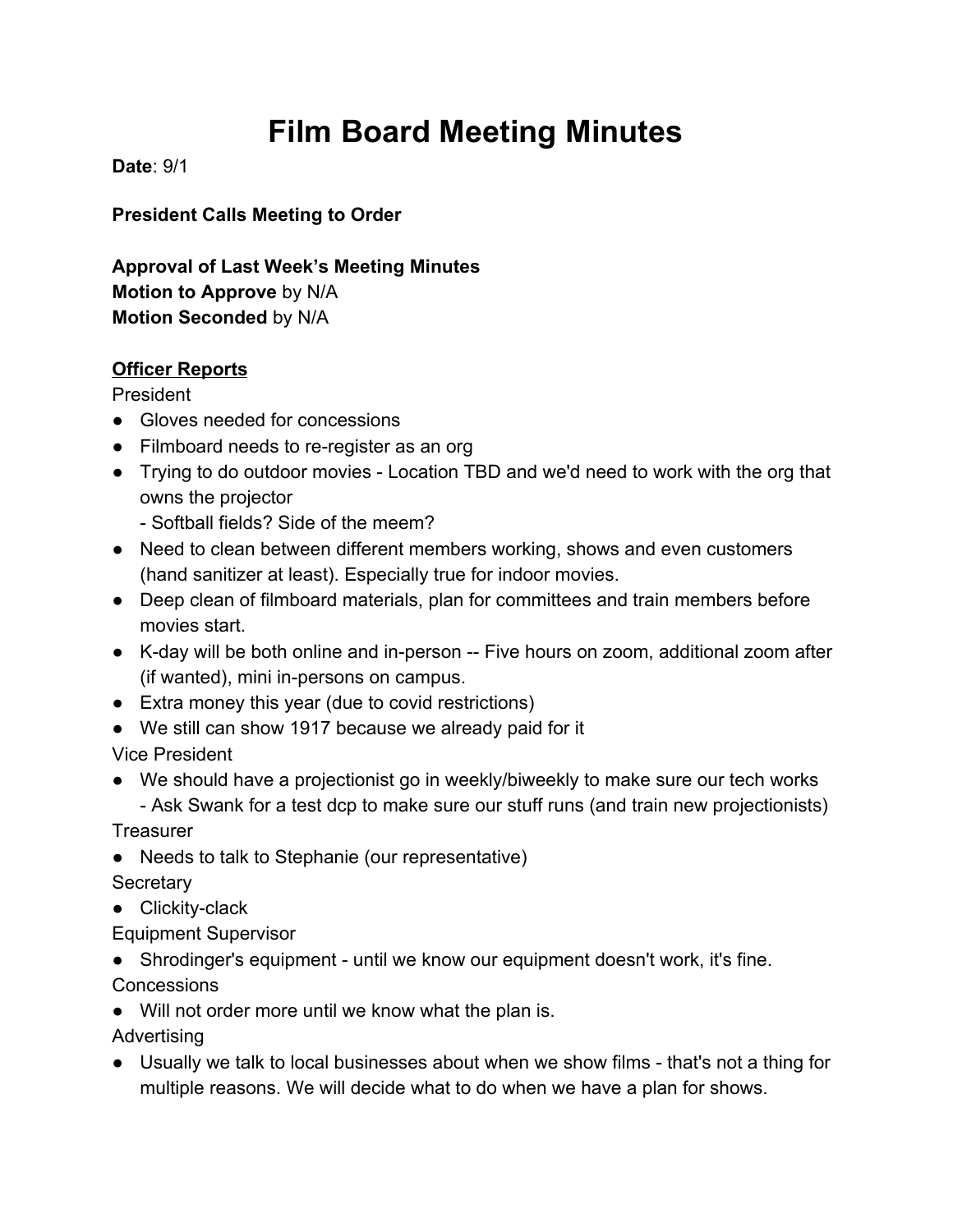# Film Board Meeting Minutes

**Date**: 9/1

**President Calls Meeting to Order**

**Approval of Last Week's Meeting Minutes**
**Motion to Approve** by N/A
**Motion Seconded** by N/A

**<u>Officer Reports</u>**

President

- Gloves needed for concessions
- Filmboard needs to re-register as an org
- Trying to do outdoor movies - Location TBD and we'd need to work with the org that owns the projector
  - Softball fields? Side of the meem?
- Need to clean between different members working, shows and even customers (hand sanitizer at least). Especially true for indoor movies.
- Deep clean of filmboard materials, plan for committees and train members before movies start.
- K-day will be both online and in-person -- Five hours on zoom, additional zoom after (if wanted), mini in-persons on campus.
- Extra money this year (due to covid restrictions)
- We still can show 1917 because we already paid for it

Vice President

- We should have a projectionist go in weekly/biweekly to make sure our tech works
  - Ask Swank for a test dcp to make sure our stuff runs (and train new projectionists)

Treasurer

- Needs to talk to Stephanie (our representative)

Secretary

- Clickity-clack

Equipment Supervisor

- Shrodinger's equipment - until we know our equipment doesn't work, it's fine.

Concessions

- Will not order more until we know what the plan is.

Advertising

- Usually we talk to local businesses about when we show films - that's not a thing for multiple reasons. We will decide what to do when we have a plan for shows.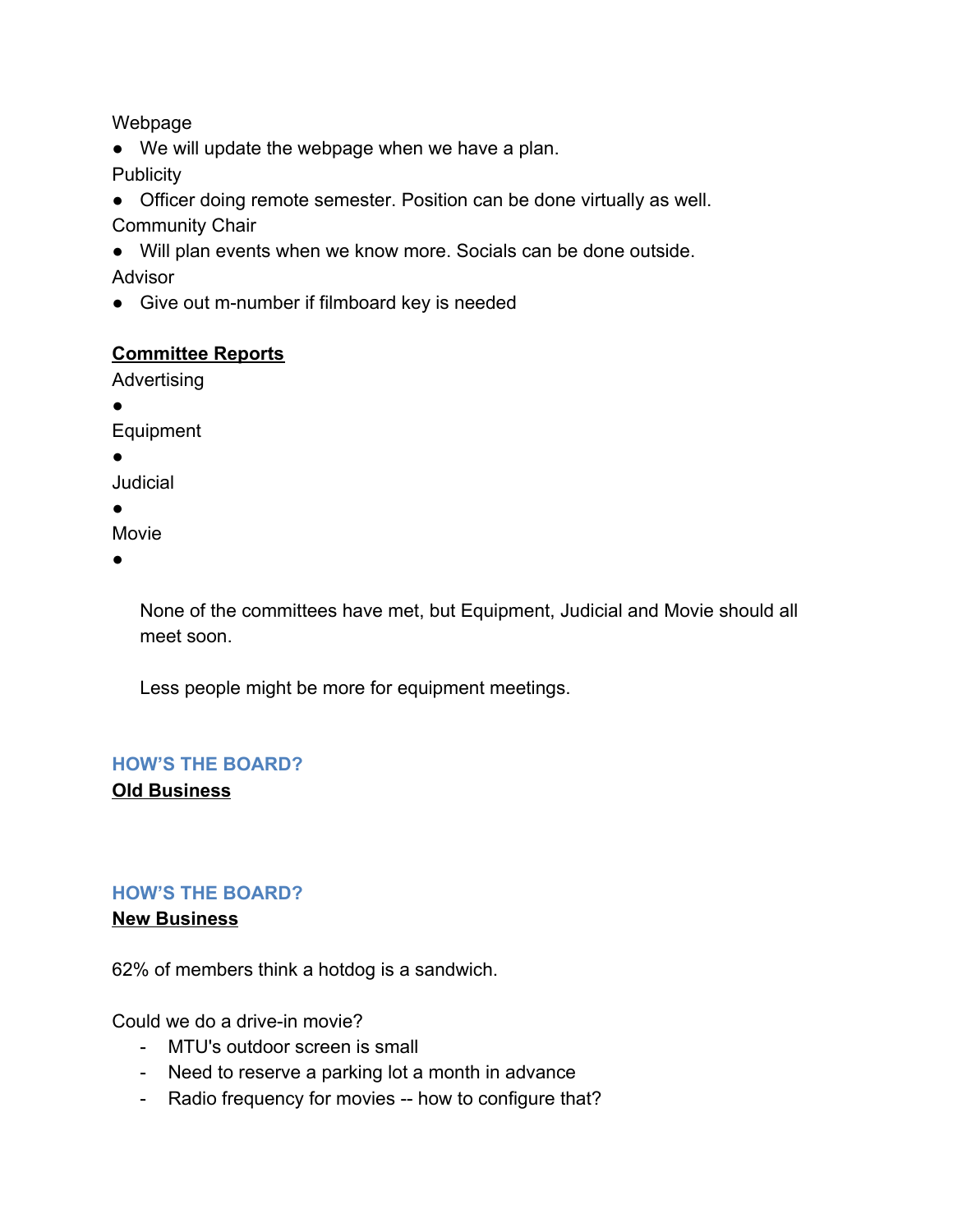Webpage

- We will update the webpage when we have a plan.

Publicity

- Officer doing remote semester. Position can be done virtually as well.

Community Chair

- Will plan events when we know more. Socials can be done outside.

Advisor

- Give out m-number if filmboard key is needed

**Committee Reports**

Advertising

-

Equipment

-

Judicial

-

Movie

-

None of the committees have met, but Equipment, Judicial and Movie should all meet soon.

Less people might be more for equipment meetings.

### HOW'S THE BOARD?

**Old Business**

### HOW'S THE BOARD?

**New Business**

62% of members think a hotdog is a sandwich.

Could we do a drive-in movie?

- MTU's outdoor screen is small
- Need to reserve a parking lot a month in advance
- Radio frequency for movies -- how to configure that?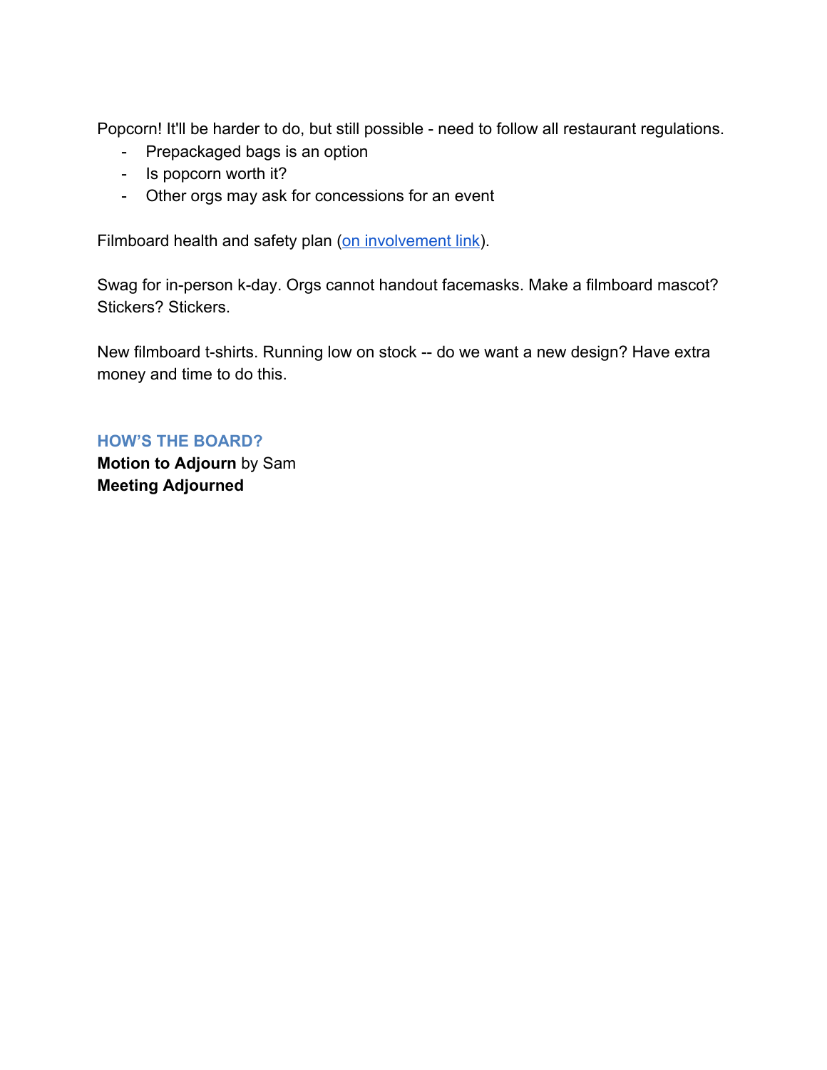Popcorn! It'll be harder to do, but still possible - need to follow all restaurant regulations.

- Prepackaged bags is an option
- Is popcorn worth it?
- Other orgs may ask for concessions for an event

Filmboard health and safety plan (on involvement link).

Swag for in-person k-day. Orgs cannot handout facemasks. Make a filmboard mascot? Stickers? Stickers.

New filmboard t-shirts. Running low on stock -- do we want a new design? Have extra money and time to do this.

### HOW'S THE BOARD?

**Motion to Adjourn** by Sam

**Meeting Adjourned**